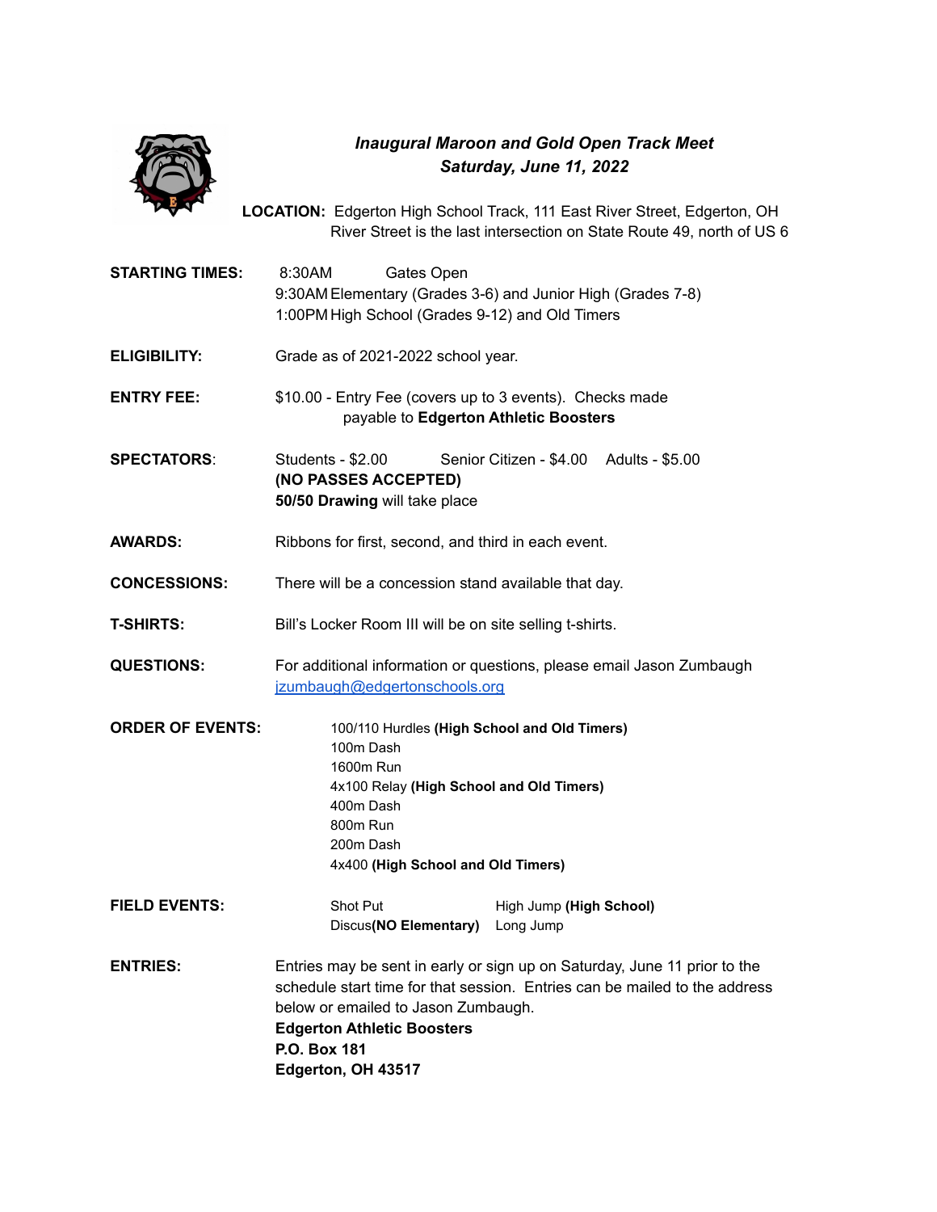# *Inaugural Maroon and Gold Open Track Meet*
## *Saturday, June 11, 2022*

**LOCATION:** Edgerton High School Track, 111 East River Street, Edgerton, OH
River Street is the last intersection on State Route 49, north of US 6

**STARTING TIMES:**
8:30AM Gates Open
9:30AM Elementary (Grades 3-6) and Junior High (Grades 7-8)
1:00PM High School (Grades 9-12) and Old Timers

**ELIGIBILITY:** Grade as of 2021-2022 school year.

**ENTRY FEE:** $10.00 - Entry Fee (covers up to 3 events). Checks made payable to **Edgerton Athletic Boosters**

**SPECTATORS**: Students - $2.00 Senior Citizen - $4.00 Adults - $5.00
**(NO PASSES ACCEPTED)**
**50/50 Drawing** will take place

**AWARDS:** Ribbons for first, second, and third in each event.

**CONCESSIONS:** There will be a concession stand available that day.

**T-SHIRTS:** Bill's Locker Room III will be on site selling t-shirts.

**QUESTIONS:** For additional information or questions, please email Jason Zumbaugh jzumbaugh@edgertonschools.org

**ORDER OF EVENTS:**
- 100/110 Hurdles **(High School and Old Timers)**
- 100m Dash
- 1600m Run
- 4x100 Relay **(High School and Old Timers)**
- 400m Dash
- 800m Run
- 200m Dash
- 4x400 **(High School and Old Timers)**

**FIELD EVENTS:**
- Shot Put
- Discus**(NO Elementary)**
- High Jump **(High School)**
- Long Jump

**ENTRIES:** Entries may be sent in early or sign up on Saturday, June 11 prior to the schedule start time for that session. Entries can be mailed to the address below or emailed to Jason Zumbaugh.
**Edgerton Athletic Boosters**
**P.O. Box 181**
**Edgerton, OH 43517**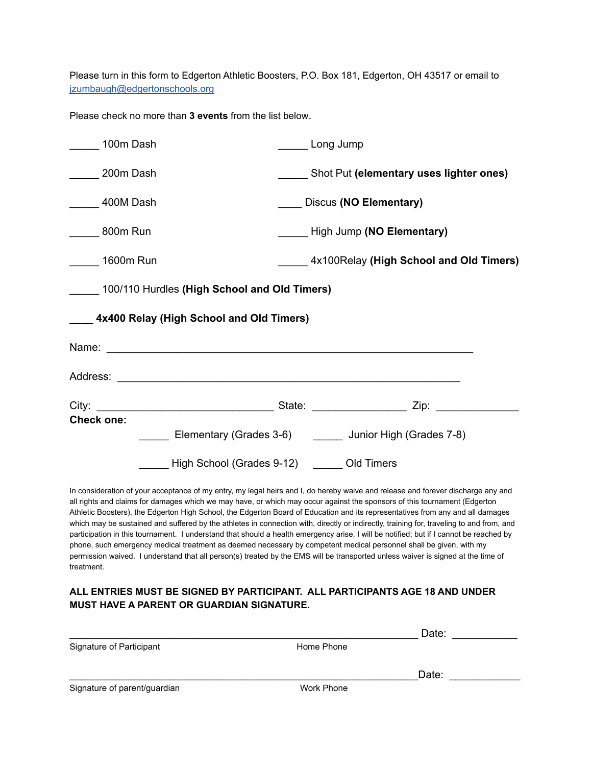Please turn in this form to Edgerton Athletic Boosters, P.O. Box 181, Edgerton, OH 43517 or email to jzumbaugh@edgertonschools.org

Please check no more than **3 events** from the list below.

_____ 100m Dash

_____ 200m Dash

_____ 400M Dash

_____ 800m Run

_____ 1600m Run

_____ 100/110 Hurdles **(High School and Old Timers)**

**____ 4x400 Relay (High School and Old Timers)**

_____ Long Jump

_____ Shot Put **(elementary uses lighter ones)**

____ Discus **(NO Elementary)**

_____ High Jump **(NO Elementary)**

_____ 4x100Relay **(High School and Old Timers)**

Name: ______________________________________________________________

Address: ___________________________________________________________

City: ______________________________ State: ________________ Zip: ______________

**Check one:**

_____ Elementary (Grades 3-6) _____ Junior High (Grades 7-8)

_____ High School (Grades 9-12) _____ Old Timers

In consideration of your acceptance of my entry, my legal heirs and I, do hereby waive and release and forever discharge any and all rights and claims for damages which we may have, or which may occur against the sponsors of this tournament (Edgerton Athletic Boosters), the Edgerton High School, the Edgerton Board of Education and its representatives from any and all damages which may be sustained and suffered by the athletes in connection with, directly or indirectly, training for, traveling to and from, and participation in this tournament. I understand that should a health emergency arise, I will be notified; but if I cannot be reached by phone, such emergency medical treatment as deemed necessary by competent medical personnel shall be given, with my permission waived. I understand that all person(s) treated by the EMS will be transported unless waiver is signed at the time of treatment.

**ALL ENTRIES MUST BE SIGNED BY PARTICIPANT. ALL PARTICIPANTS AGE 18 AND UNDER MUST HAVE A PARENT OR GUARDIAN SIGNATURE.**

____________________________________________________________ Date: ___________

Signature of Participant Home Phone

____________________________________________________________ Date: ____________

Signature of parent/guardian Work Phone